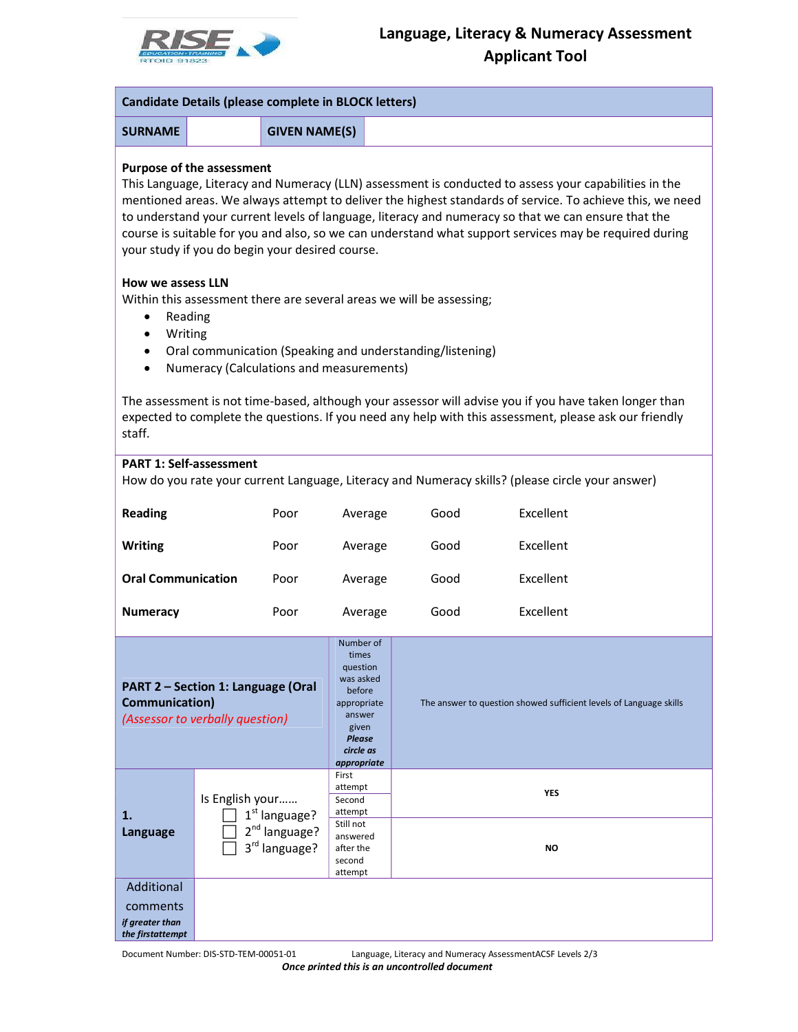# Language, Literacy & Numeracy Assessment Applicant Tool

| Candidate Details (please complete in BLOCK letters) | | | |
|---|---|---|---|
| **SURNAME** | | **GIVEN NAME(S)** | |

**Purpose of the assessment**

This Language, Literacy and Numeracy (LLN) assessment is conducted to assess your capabilities in the mentioned areas. We always attempt to deliver the highest standards of service. To achieve this, we need to understand your current levels of language, literacy and numeracy so that we can ensure that the course is suitable for you and also, so we can understand what support services may be required during your study if you do begin your desired course.

**How we assess LLN**

Within this assessment there are several areas we will be assessing;

- Reading
- Writing
- Oral communication (Speaking and understanding/listening)
- Numeracy (Calculations and measurements)

The assessment is not time-based, although your assessor will advise you if you have taken longer than expected to complete the questions. If you need any help with this assessment, please ask our friendly staff.

**PART 1: Self-assessment**

How do you rate your current Language, Literacy and Numeracy skills? (please circle your answer)

| | | | | |
|---|---|---|---|---|
| **Reading** | Poor | Average | Good | Excellent |
| **Writing** | Poor | Average | Good | Excellent |
| **Oral Communication** | Poor | Average | Good | Excellent |
| **Numeracy** | Poor | Average | Good | Excellent |

| **PART 2 – Section 1: Language (Oral Communication)** *(Assessor to verbally question)* | | Number of times question was asked before appropriate answer given ***Please circle as appropriate*** | The answer to question showed sufficient levels of Language skills |
|---|---|---|---|
| **1. Language** | Is English your…… ☐ 1st language? ☐ 2nd language? ☐ 3rd language? | First attempt | **YES** |
| | | Second attempt | **YES** |
| | | Still not answered after the second attempt | **NO** |
| Additional comments *if greater than the firstattempt* | | | |

Document Number: DIS-STD-TEM-00051-01 Language, Literacy and Numeracy AssessmentACSF Levels 2/3

***Once printed this is an uncontrolled document***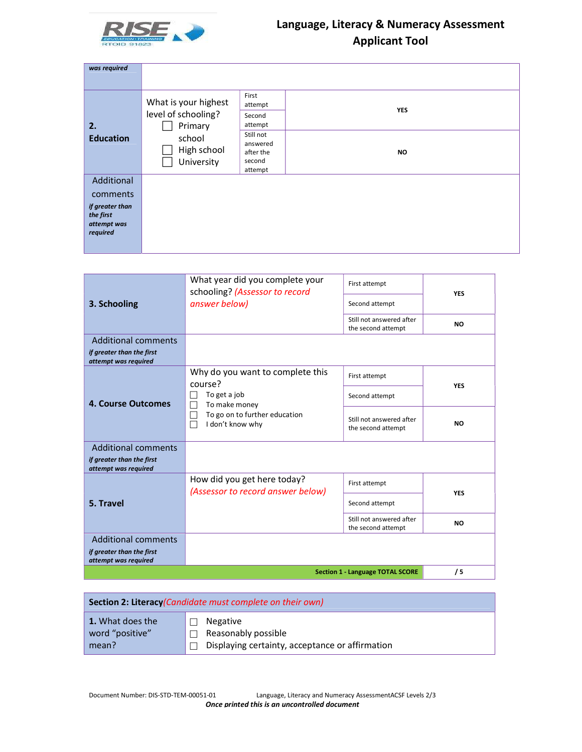| *was required* | |
|---|---|

| | | | |
|---|---|---|---|
| **2. Education** | What is your highest level of schooling?<br>☐ Primary school<br>☐ High school<br>☐ University | First attempt | YES |
| | | Second attempt | |
| | | Still not answered after the second attempt | NO |
| Additional comments *if greater than the first attempt was required* | | | |

| | | | |
|---|---|---|---|
| **3. Schooling** | What year did you complete your schooling? *(Assessor to record answer below)* | First attempt | YES |
| | | Second attempt | |
| | | Still not answered after the second attempt | NO |
| Additional comments *if greater than the first attempt was required* | | | |
| **4. Course Outcomes** | Why do you want to complete this course?<br>☐ To get a job<br>☐ To make money<br>☐ To go on to further education<br>☐ I don't know why | First attempt | YES |
| | | Second attempt | |
| | | Still not answered after the second attempt | NO |
| Additional comments *if greater than the first attempt was required* | | | |
| **5. Travel** | How did you get here today? *(Assessor to record answer below)* | First attempt | YES |
| | | Second attempt | |
| | | Still not answered after the second attempt | NO |
| Additional comments *if greater than the first attempt was required* | | | |
| | | **Section 1 - Language TOTAL SCORE** | **/ 5** |

## Section 2: Literacy *(Candidate must complete on their own)*

| | |
|---|---|
| **1.** What does the word "positive" mean? | ☐ Negative<br>☐ Reasonably possible<br>☐ Displaying certainty, acceptance or affirmation |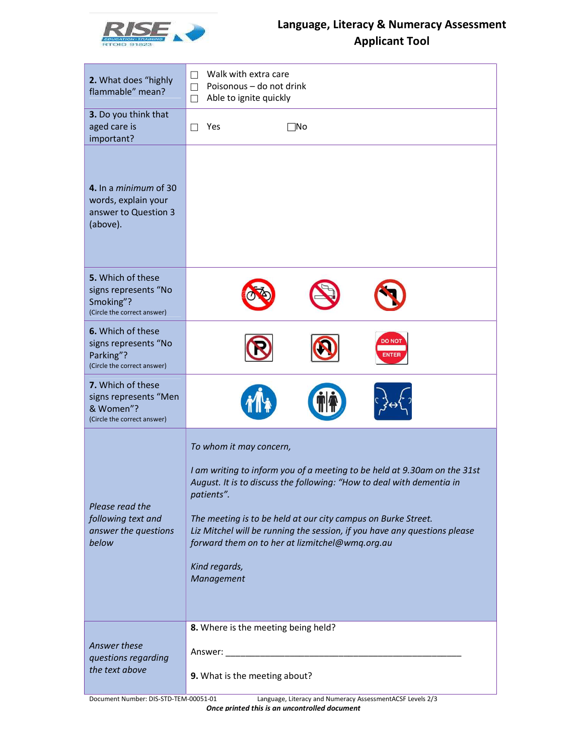| | |
|---|---|
| **2.** What does "highly flammable" mean? | ☐ Walk with extra care<br>☐ Poisonous – do not drink<br>☐ Able to ignite quickly |
| **3.** Do you think that aged care is important? | ☐ Yes ☐ No |
| **4.** In a *minimum* of 30 words, explain your answer to Question 3 (above). | |
| **5.** Which of these signs represents "No Smoking"?<br>(Circle the correct answer) | |
| **6.** Which of these signs represents "No Parking"?<br>(Circle the correct answer) | DO NOT ENTER |
| **7.** Which of these signs represents "Men & Women"?<br>(Circle the correct answer) | |
| *Please read the following text and answer the questions below* | *To whom it may concern,*<br><br>*I am writing to inform you of a meeting to be held at 9.30am on the 31st August. It is to discuss the following: "How to deal with dementia in patients".*<br><br>*The meeting is to be held at our city campus on Burke Street.*<br>*Liz Mitchel will be running the session, if you have any questions please forward them on to her at lizmitchel@wmq.org.au*<br><br>*Kind regards,*<br>*Management* |
| *Answer these questions regarding the text above* | **8.** Where is the meeting being held?<br><br>Answer: ____________________________________________<br><br>**9.** What is the meeting about? |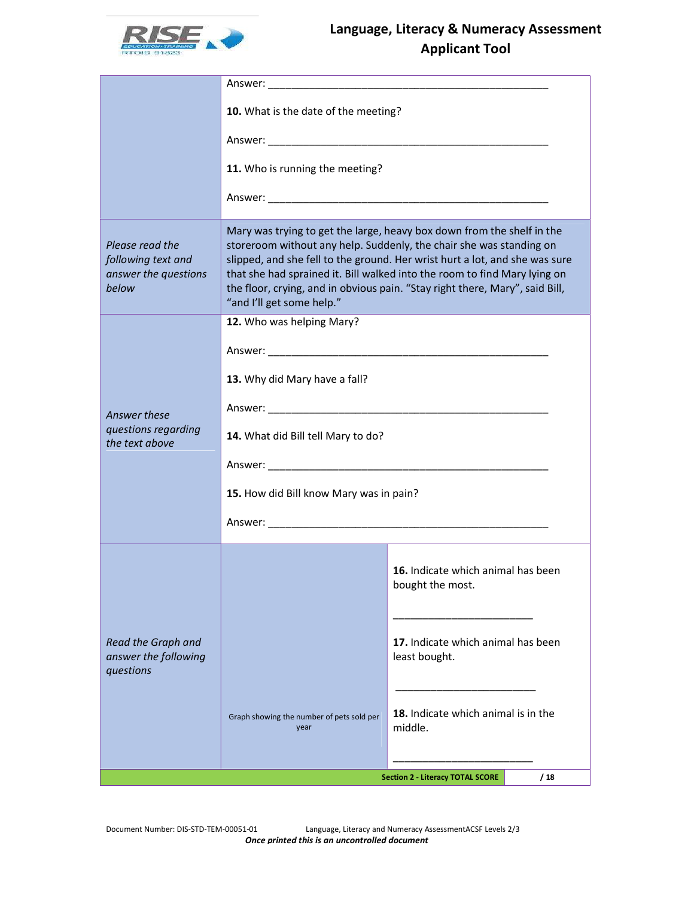| | |
|---|---|
| | Answer: ___________________________________________<br><br>**10.** What is the date of the meeting?<br><br>Answer: ___________________________________________<br><br>**11.** Who is running the meeting?<br><br>Answer: ___________________________________________ |
| *Please read the following text and answer the questions below* | Mary was trying to get the large, heavy box down from the shelf in the storeroom without any help. Suddenly, the chair she was standing on slipped, and she fell to the ground. Her wrist hurt a lot, and she was sure that she had sprained it. Bill walked into the room to find Mary lying on the floor, crying, and in obvious pain. "Stay right there, Mary", said Bill, "and I'll get some help." |
| *Answer these questions regarding the text above* | **12.** Who was helping Mary?<br><br>Answer: ___________________________________________<br><br>**13.** Why did Mary have a fall?<br><br>Answer: ___________________________________________<br><br>**14.** What did Bill tell Mary to do?<br><br>Answer: ___________________________________________<br><br>**15.** How did Bill know Mary was in pain?<br><br>Answer: ___________________________________________ |

| | | |
|---|---|---|
| *Read the Graph and answer the following questions* | Graph showing the number of pets sold per year | **16.** Indicate which animal has been bought the most.<br><br>______________________<br><br>**17.** Indicate which animal has been least bought.<br><br>______________________<br><br>**18.** Indicate which animal is in the middle.<br><br>______________________ |
| | **Section 2 - Literacy TOTAL SCORE** | **/ 18** |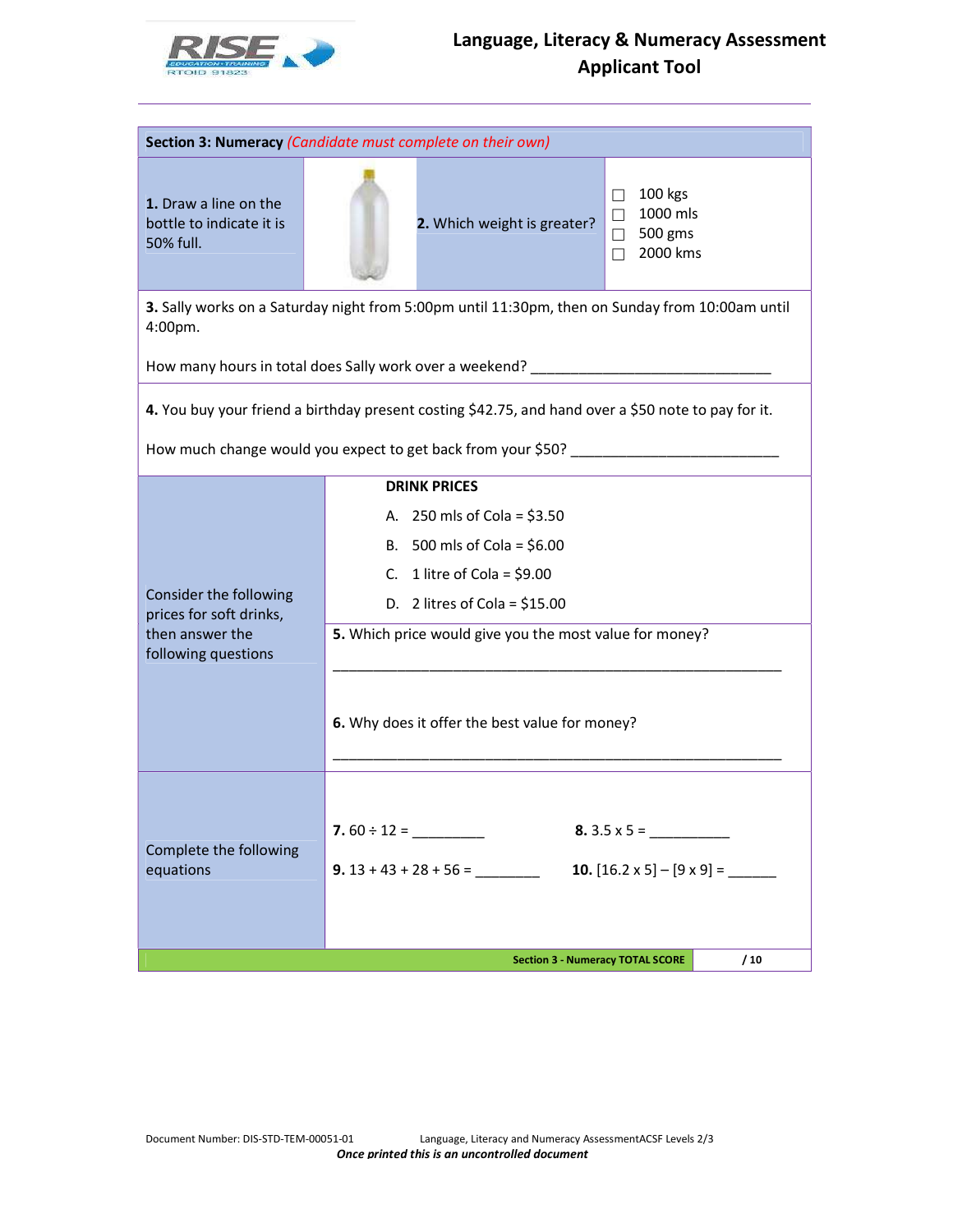**Language, Literacy & Numeracy Assessment Applicant Tool**

## Section 3: Numeracy *(Candidate must complete on their own)*

**1.** Draw a line on the bottle to indicate it is 50% full.

**2.** Which weight is greater?

- ☐ 100 kgs
- ☐ 1000 mls
- ☐ 500 gms
- ☐ 2000 kms

**3.** Sally works on a Saturday night from 5:00pm until 11:30pm, then on Sunday from 10:00am until 4:00pm.

How many hours in total does Sally work over a weekend? _______________________________

**4.** You buy your friend a birthday present costing $42.75, and hand over a $50 note to pay for it.

How much change would you expect to get back from your $50? ___________________________

Consider the following prices for soft drinks, then answer the following questions

**DRINK PRICES**

A. 250 mls of Cola = $3.50

B. 500 mls of Cola = $6.00

C. 1 litre of Cola = $9.00

D. 2 litres of Cola = $15.00

**5.** Which price would give you the most value for money?

___________________________________________________________

**6.** Why does it offer the best value for money?

___________________________________________________________

Complete the following equations

**7.** 60 ÷ 12 = _________

**8.** 3.5 x 5 = __________

**9.** 13 + 43 + 28 + 56 = ________

**10.** [16.2 x 5] – [9 x 9] = ______

| Section 3 - Numeracy TOTAL SCORE | / 10 |
|---|---|

Document Number: DIS-STD-TEM-00051-01 Language, Literacy and Numeracy AssessmentACSF Levels 2/3

*Once printed this is an uncontrolled document*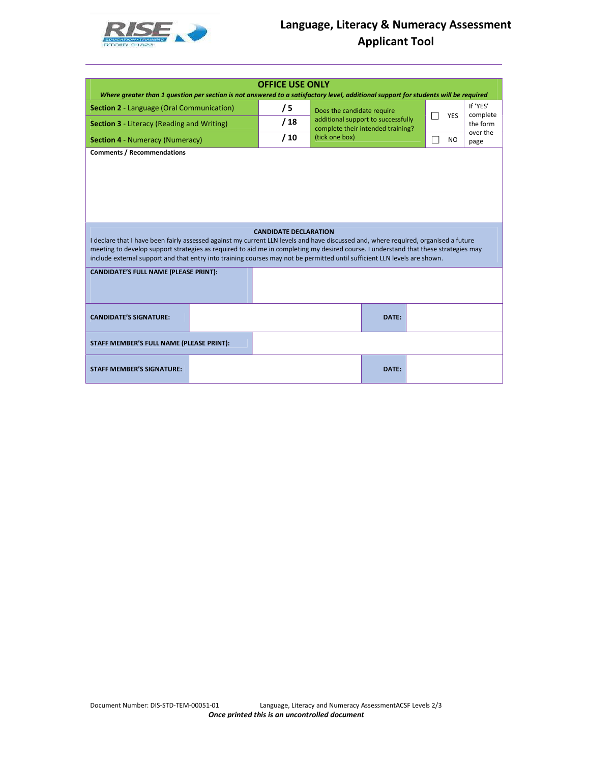# Language, Literacy & Numeracy Assessment Applicant Tool

| OFFICE USE ONLY | | | | |
|---|---|---|---|---|
| ***Where greater than 1 question per section is not answered to a satisfactory level, additional support for students will be required*** | | | | |
| **Section 2** - Language (Oral Communication) | **/ 5** | Does the candidate require additional support to successfully complete their intended training? (tick one box) | ☐ YES | If 'YES' complete the form over the page |
| **Section 3** - Literacy (Reading and Writing) | **/ 18** | | | |
| **Section 4** - Numeracy (Numeracy) | **/ 10** | | ☐ NO | |

**Comments / Recommendations**

**CANDIDATE DECLARATION**

I declare that I have been fairly assessed against my current LLN levels and have discussed and, where required, organised a future meeting to develop support strategies as required to aid me in completing my desired course. I understand that these strategies may include external support and that entry into training courses may not be permitted until sufficient LLN levels are shown.

| | | | |
|---|---|---|---|
| **CANDIDATE'S FULL NAME (PLEASE PRINT):** | | | |
| **CANDIDATE'S SIGNATURE:** | | **DATE:** | |
| **STAFF MEMBER'S FULL NAME (PLEASE PRINT):** | | | |
| **STAFF MEMBER'S SIGNATURE:** | | **DATE:** | |

Document Number: DIS-STD-TEM-00051-01 Language, Literacy and Numeracy AssessmentACSF Levels 2/3

*Once printed this is an uncontrolled document*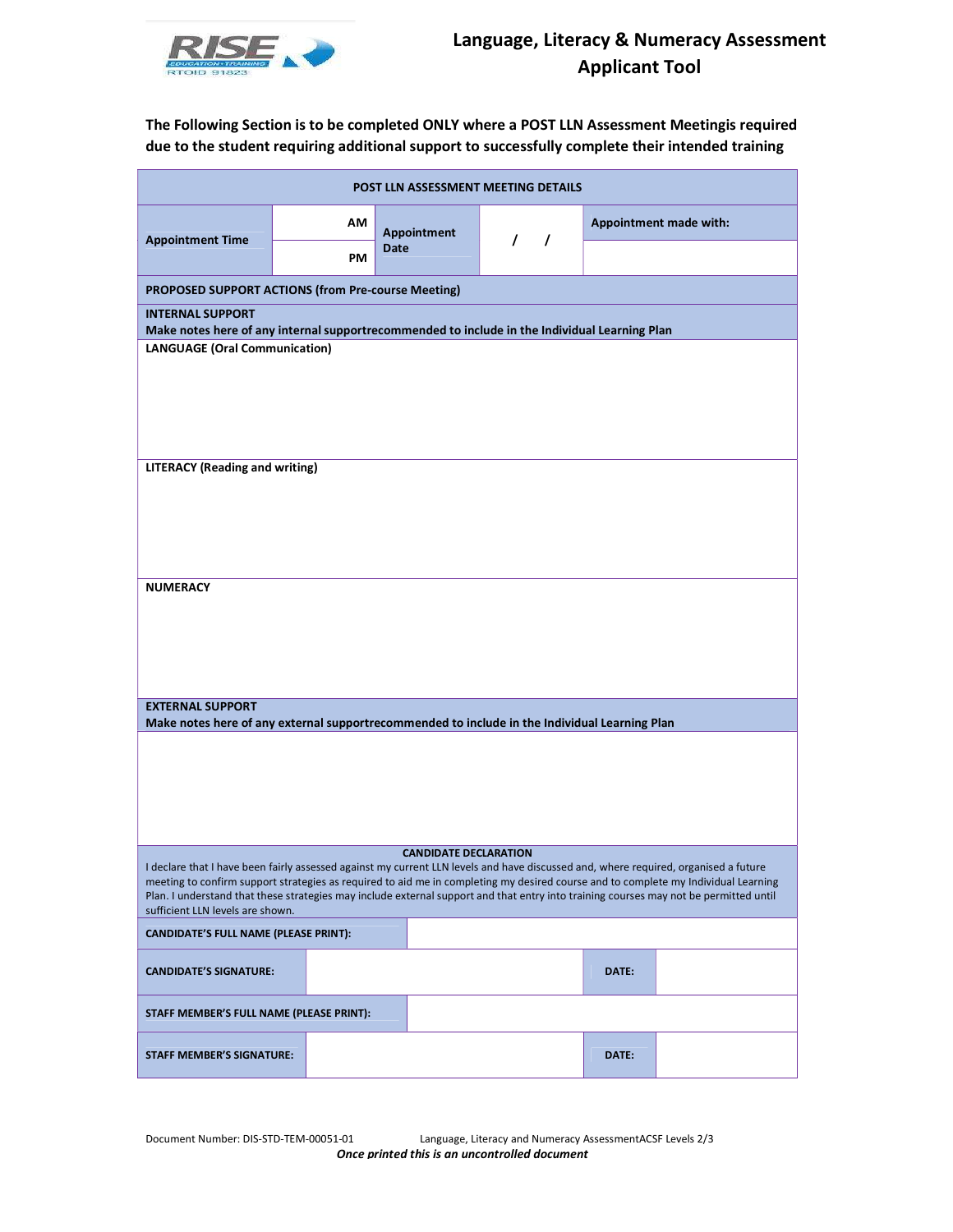# Language, Literacy & Numeracy Assessment Applicant Tool

**The Following Section is to be completed ONLY where a POST LLN Assessment Meetingis required due to the student requiring additional support to successfully complete their intended training**

| POST LLN ASSESSMENT MEETING DETAILS | | | | |
|---|---|---|---|---|
| **Appointment Time** | **AM** | **Appointment Date** | / / | **Appointment made with:** |
| | **PM** | | | |

**PROPOSED SUPPORT ACTIONS (from Pre-course Meeting)**

**INTERNAL SUPPORT**
**Make notes here of any internal supportrecommended to include in the Individual Learning Plan**

**LANGUAGE (Oral Communication)**

**LITERACY (Reading and writing)**

**NUMERACY**

**EXTERNAL SUPPORT**
**Make notes here of any external supportrecommended to include in the Individual Learning Plan**

**CANDIDATE DECLARATION**

I declare that I have been fairly assessed against my current LLN levels and have discussed and, where required, organised a future meeting to confirm support strategies as required to aid me in completing my desired course and to complete my Individual Learning Plan. I understand that these strategies may include external support and that entry into training courses may not be permitted until sufficient LLN levels are shown.

| | | | |
|---|---|---|---|
| **CANDIDATE'S FULL NAME (PLEASE PRINT):** | | | |
| **CANDIDATE'S SIGNATURE:** | | **DATE:** | |
| **STAFF MEMBER'S FULL NAME (PLEASE PRINT):** | | | |
| **STAFF MEMBER'S SIGNATURE:** | | **DATE:** | |

Document Number: DIS-STD-TEM-00051-01 Language, Literacy and Numeracy AssessmentACSF Levels 2/3

*Once printed this is an uncontrolled document*